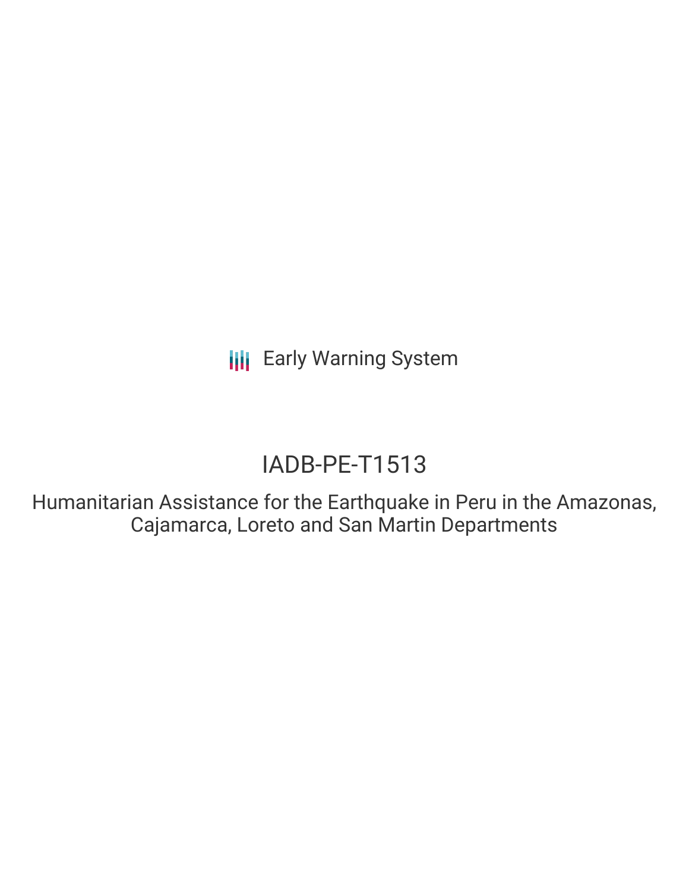Early Warning System

# IADB-PE-T1513

## Humanitarian Assistance for the Earthquake in Peru in the Amazonas, Cajamarca, Loreto and San Martin Departments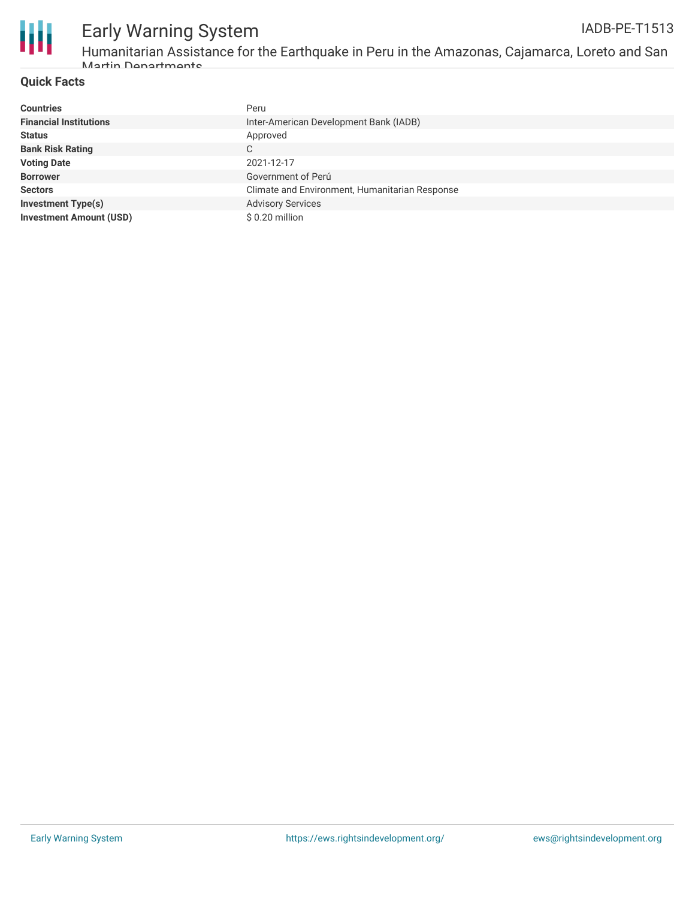## Quick Facts

| | |
|---|---|
| **Countries** | Peru |
| **Financial Institutions** | Inter-American Development Bank (IADB) |
| **Status** | Approved |
| **Bank Risk Rating** | C |
| **Voting Date** | 2021-12-17 |
| **Borrower** | Government of Perú |
| **Sectors** | Climate and Environment, Humanitarian Response |
| **Investment Type(s)** | Advisory Services |
| **Investment Amount (USD)** | $ 0.20 million |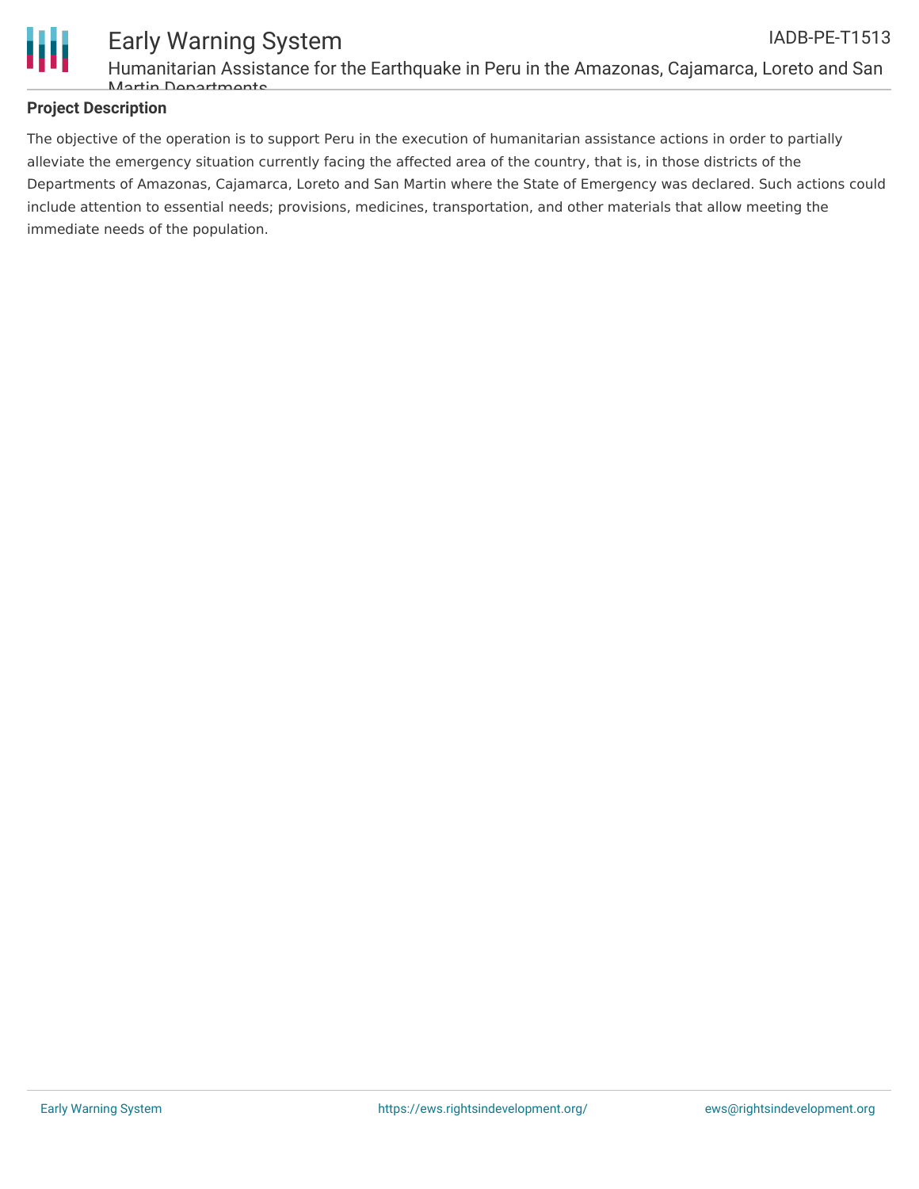**Project Description**

The objective of the operation is to support Peru in the execution of humanitarian assistance actions in order to partially alleviate the emergency situation currently facing the affected area of the country, that is, in those districts of the Departments of Amazonas, Cajamarca, Loreto and San Martin where the State of Emergency was declared. Such actions could include attention to essential needs; provisions, medicines, transportation, and other materials that allow meeting the immediate needs of the population.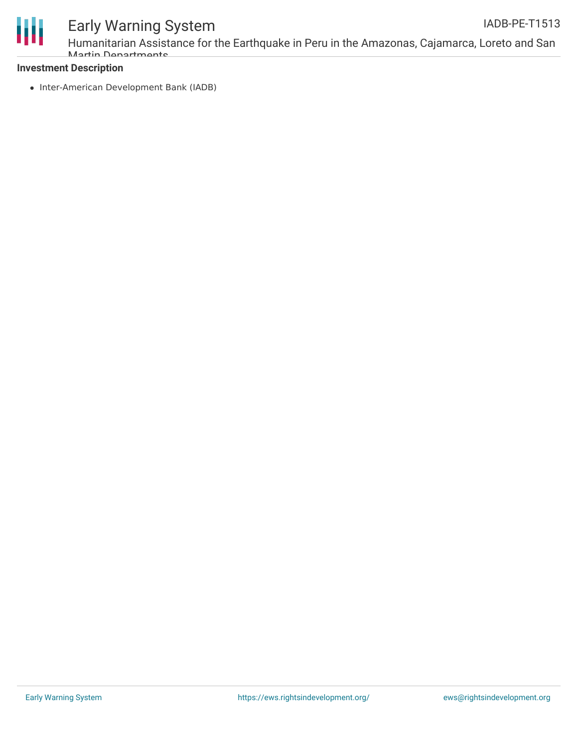**Investment Description**

- Inter-American Development Bank (IADB)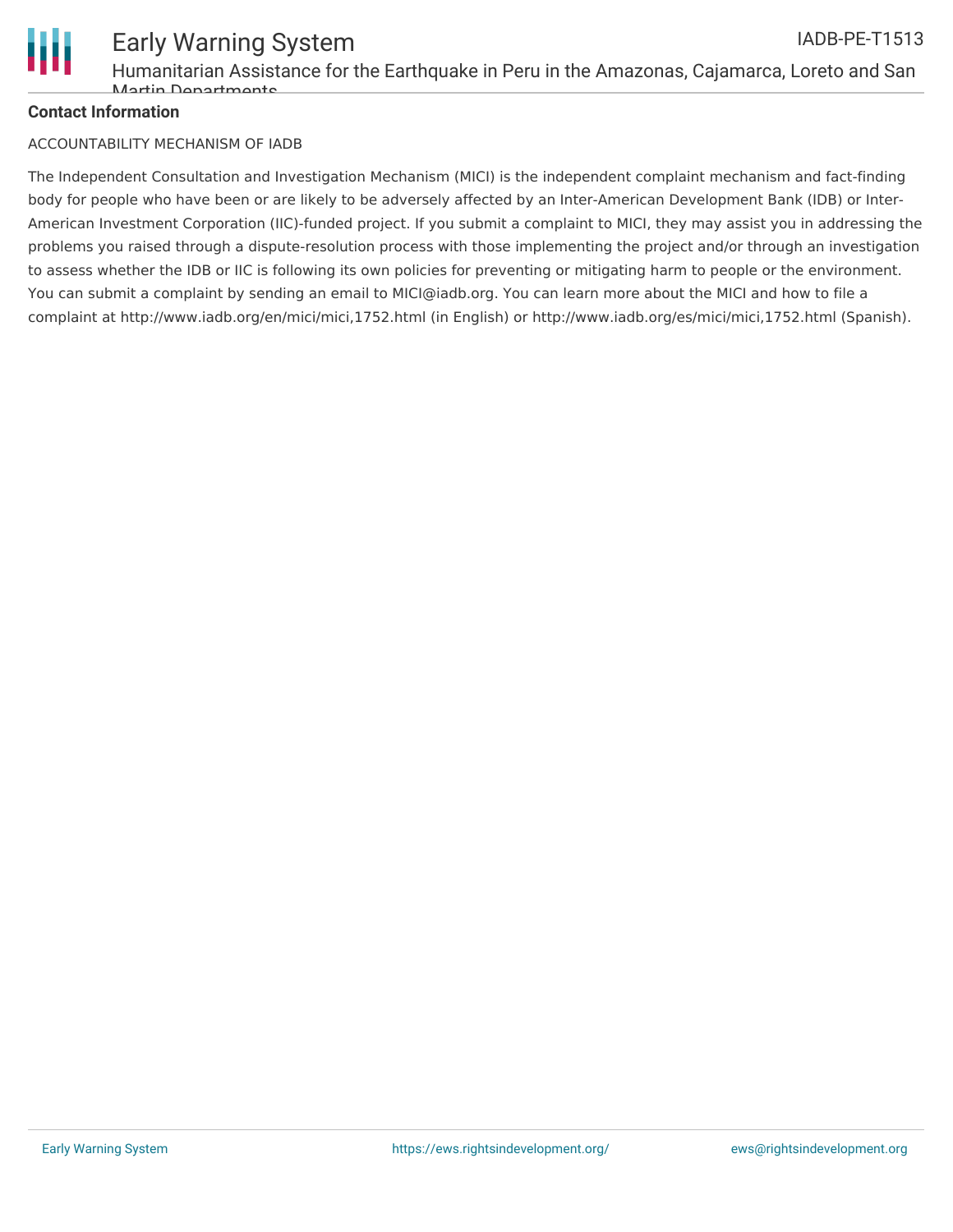**Contact Information**

ACCOUNTABILITY MECHANISM OF IADB

The Independent Consultation and Investigation Mechanism (MICI) is the independent complaint mechanism and fact-finding body for people who have been or are likely to be adversely affected by an Inter-American Development Bank (IDB) or Inter-American Investment Corporation (IIC)-funded project. If you submit a complaint to MICI, they may assist you in addressing the problems you raised through a dispute-resolution process with those implementing the project and/or through an investigation to assess whether the IDB or IIC is following its own policies for preventing or mitigating harm to people or the environment. You can submit a complaint by sending an email to MICI@iadb.org. You can learn more about the MICI and how to file a complaint at http://www.iadb.org/en/mici/mici,1752.html (in English) or http://www.iadb.org/es/mici/mici,1752.html (Spanish).